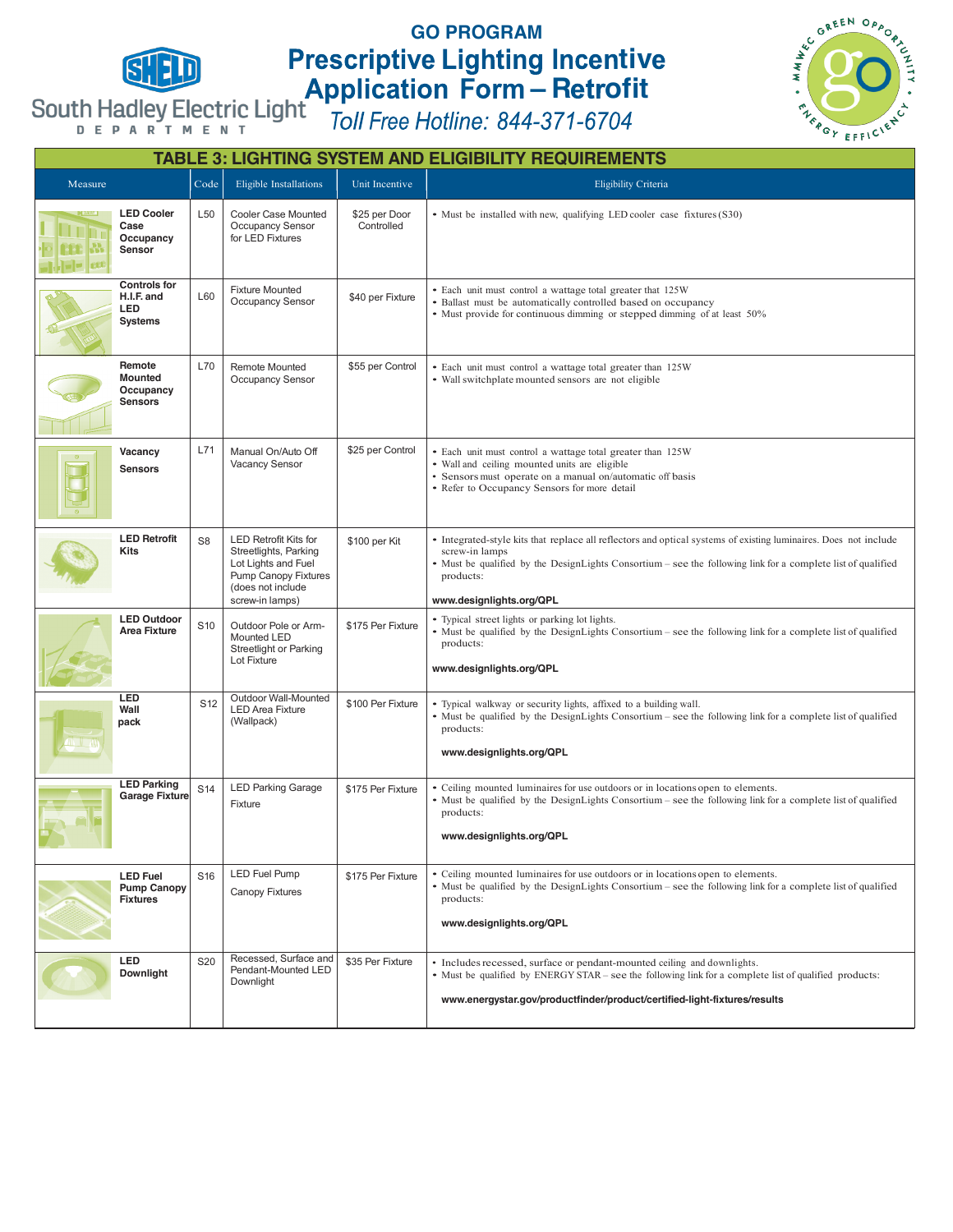# GO PROGRAM

# Prescriptive Lighting Incentive Application Form – Retrofit

South Hadley Electric Light Department

*Toll Free Hotline: 844-371-6704*

## TABLE 3: LIGHTING SYSTEM AND ELIGIBILITY REQUIREMENTS

| Measure | Code | Eligible Installations | Unit Incentive | Eligibility Criteria |
|---|---|---|---|---|
| **LED Cooler Case Occupancy Sensor** | L50 | Cooler Case Mounted Occupancy Sensor for LED Fixtures | $25 per Door Controlled | • Must be installed with new, qualifying LED cooler case fixtures (S30) |
| **Controls for H.I.F. and LED Systems** | L60 | Fixture Mounted Occupancy Sensor | $40 per Fixture | • Each unit must control a wattage total greater that 125W<br>• Ballast must be automatically controlled based on occupancy<br>• Must provide for continuous dimming or stepped dimming of at least 50% |
| **Remote Mounted Occupancy Sensors** | L70 | Remote Mounted Occupancy Sensor | $55 per Control | • Each unit must control a wattage total greater than 125W<br>• Wall switchplate mounted sensors are not eligible |
| **Vacancy Sensors** | L71 | Manual On/Auto Off Vacancy Sensor | $25 per Control | • Each unit must control a wattage total greater than 125W<br>• Wall and ceiling mounted units are eligible<br>• Sensors must operate on a manual on/automatic off basis<br>• Refer to Occupancy Sensors for more detail |
| **LED Retrofit Kits** | S8 | LED Retrofit Kits for Streetlights, Parking Lot Lights and Fuel Pump Canopy Fixtures (does not include screw-in lamps) | $100 per Kit | • Integrated-style kits that replace all reflectors and optical systems of existing luminaires. Does not include screw-in lamps<br>• Must be qualified by the DesignLights Consortium – see the following link for a complete list of qualified products:<br>**www.designlights.org/QPL** |
| **LED Outdoor Area Fixture** | S10 | Outdoor Pole or Arm-Mounted LED Streetlight or Parking Lot Fixture | $175 Per Fixture | • Typical street lights or parking lot lights.<br>• Must be qualified by the DesignLights Consortium – see the following link for a complete list of qualified products:<br>**www.designlights.org/QPL** |
| **LED Wall pack** | S12 | Outdoor Wall-Mounted LED Area Fixture (Wallpack) | $100 Per Fixture | • Typical walkway or security lights, affixed to a building wall.<br>• Must be qualified by the DesignLights Consortium – see the following link for a complete list of qualified products:<br>**www.designlights.org/QPL** |
| **LED Parking Garage Fixture** | S14 | LED Parking Garage Fixture | $175 Per Fixture | • Ceiling mounted luminaires for use outdoors or in locations open to elements.<br>• Must be qualified by the DesignLights Consortium – see the following link for a complete list of qualified products:<br>**www.designlights.org/QPL** |
| **LED Fuel Pump Canopy Fixtures** | S16 | LED Fuel Pump Canopy Fixtures | $175 Per Fixture | • Ceiling mounted luminaires for use outdoors or in locations open to elements.<br>• Must be qualified by the DesignLights Consortium – see the following link for a complete list of qualified products:<br>**www.designlights.org/QPL** |
| **LED Downlight** | S20 | Recessed, Surface and Pendant-Mounted LED Downlight | $35 Per Fixture | • Includes recessed, surface or pendant-mounted ceiling and downlights.<br>• Must be qualified by ENERGY STAR – see the following link for a complete list of qualified products:<br>**www.energystar.gov/productfinder/product/certified-light-fixtures/results** |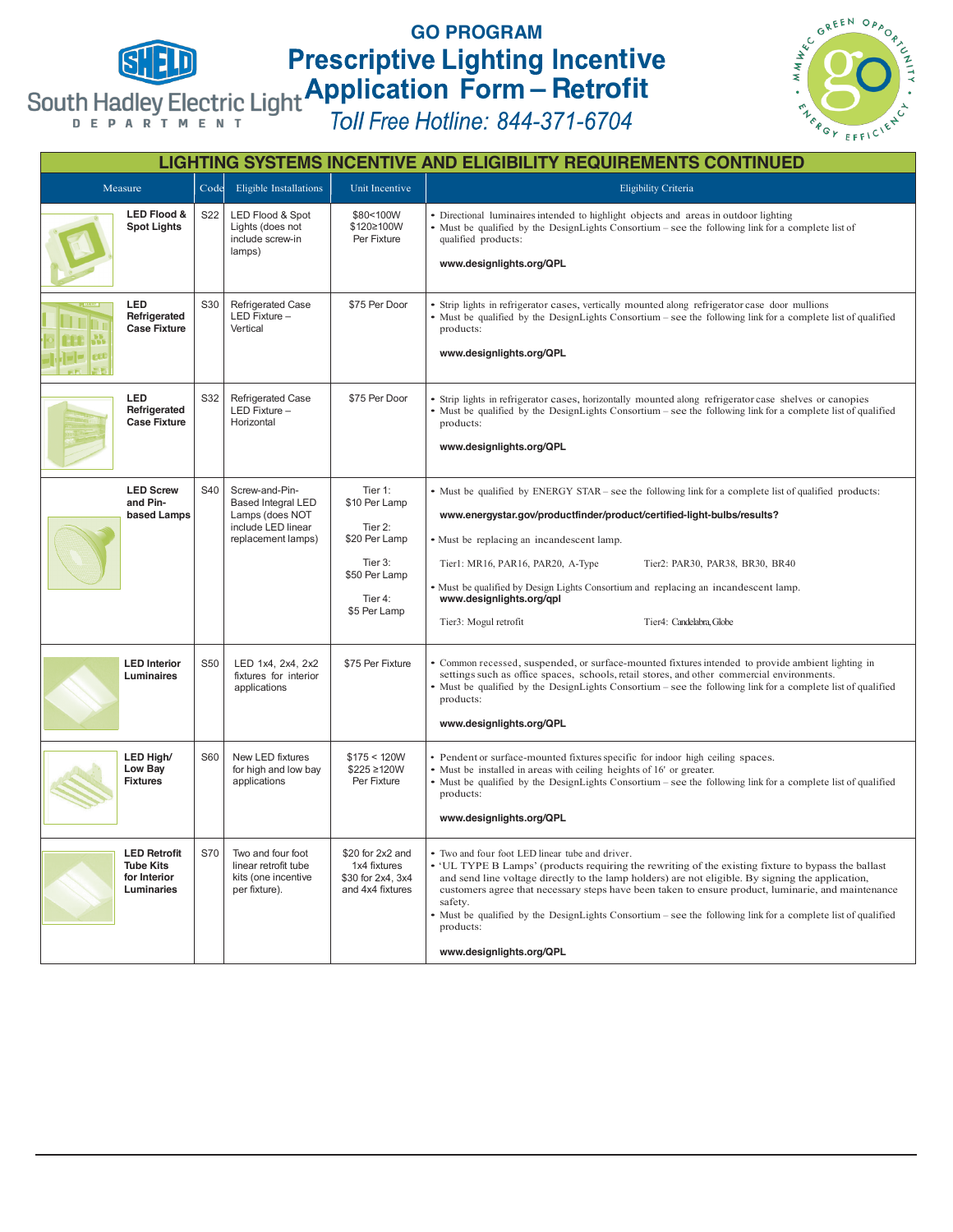# GO PROGRAM

## Prescriptive Lighting Incentive Application Form – Retrofit

South Hadley Electric Light Department

*Toll Free Hotline: 844-371-6704*

### LIGHTING SYSTEMS INCENTIVE AND ELIGIBILITY REQUIREMENTS CONTINUED

| Measure | Code | Eligible Installations | Unit Incentive | Eligibility Criteria |
|---|---|---|---|---|
| **LED Flood & Spot Lights** | S22 | LED Flood & Spot Lights (does not include screw-in lamps) | $80<100W<br>$120≥100W<br>Per Fixture | • Directional luminaires intended to highlight objects and areas in outdoor lighting<br>• Must be qualified by the DesignLights Consortium – see the following link for a complete list of qualified products:<br>**www.designlights.org/QPL** |
| **LED Refrigerated Case Fixture** | S30 | Refrigerated Case LED Fixture – Vertical | $75 Per Door | • Strip lights in refrigerator cases, vertically mounted along refrigerator case door mullions<br>• Must be qualified by the DesignLights Consortium – see the following link for a complete list of qualified products:<br>**www.designlights.org/QPL** |
| **LED Refrigerated Case Fixture** | S32 | Refrigerated Case LED Fixture – Horizontal | $75 Per Door | • Strip lights in refrigerator cases, horizontally mounted along refrigerator case shelves or canopies<br>• Must be qualified by the DesignLights Consortium – see the following link for a complete list of qualified products:<br>**www.designlights.org/QPL** |
| **LED Screw and Pin-based Lamps** | S40 | Screw-and-Pin-Based Integral LED Lamps (does NOT include LED linear replacement lamps) | Tier 1:<br>$10 Per Lamp<br>Tier 2:<br>$20 Per Lamp<br>Tier 3:<br>$50 Per Lamp<br>Tier 4:<br>$5 Per Lamp | • Must be qualified by ENERGY STAR – see the following link for a complete list of qualified products:<br>**www.energystar.gov/productfinder/product/certified-light-bulbs/results?**<br>• Must be replacing an incandescent lamp.<br>Tier1: MR16, PAR16, PAR20, A-Type Tier2: PAR30, PAR38, BR30, BR40<br>• Must be qualified by Design Lights Consortium and replacing an incandescent lamp.<br>**www.designlights.org/qpl**<br>Tier3: Mogul retrofit Tier4: Candelabra, Globe |
| **LED Interior Luminaires** | S50 | LED 1x4, 2x4, 2x2 fixtures for interior applications | $75 Per Fixture | • Common recessed, suspended, or surface-mounted fixtures intended to provide ambient lighting in settings such as office spaces, schools, retail stores, and other commercial environments.<br>• Must be qualified by the DesignLights Consortium – see the following link for a complete list of qualified products:<br>**www.designlights.org/QPL** |
| **LED High/ Low Bay Fixtures** | S60 | New LED fixtures for high and low bay applications | $175 < 120W<br>$225 ≥120W<br>Per Fixture | • Pendent or surface-mounted fixtures specific for indoor high ceiling spaces.<br>• Must be installed in areas with ceiling heights of 16' or greater.<br>• Must be qualified by the DesignLights Consortium – see the following link for a complete list of qualified products:<br>**www.designlights.org/QPL** |
| **LED Retrofit Tube Kits for Interior Luminaires** | S70 | Two and four foot linear retrofit tube kits (one incentive per fixture). | $20 for 2x2 and 1x4 fixtures<br>$30 for 2x4, 3x4 and 4x4 fixtures | • Two and four foot LED linear tube and driver.<br>• 'UL TYPE B Lamps' (products requiring the rewriting of the existing fixture to bypass the ballast and send line voltage directly to the lamp holders) are not eligible. By signing the application, customers agree that necessary steps have been taken to ensure product, luminarie, and maintenance safety.<br>• Must be qualified by the DesignLights Consortium – see the following link for a complete list of qualified products:<br>**www.designlights.org/QPL** |